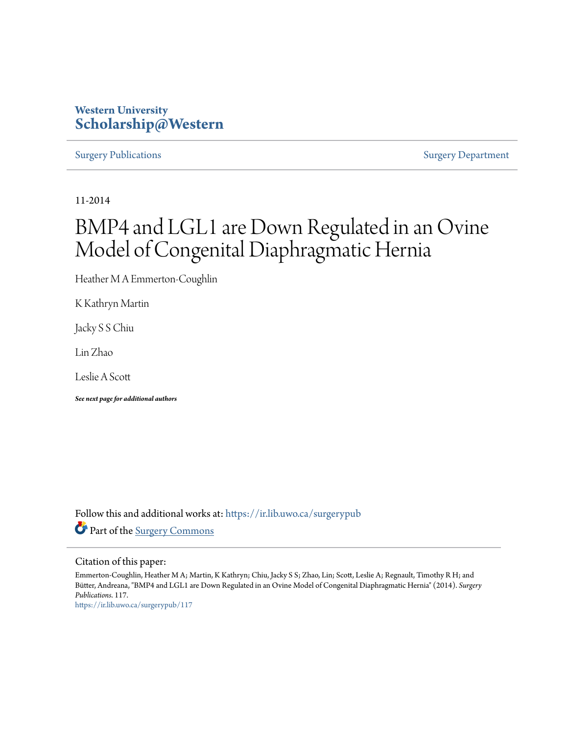Western University
**Scholarship@Western**

Surgery Publications | Surgery Department

11-2014

# BMP4 and LGL1 are Down Regulated in an Ovine Model of Congenital Diaphragmatic Hernia

Heather M A Emmerton-Coughlin

K Kathryn Martin

Jacky S S Chiu

Lin Zhao

Leslie A Scott

***See next page for additional authors***

Follow this and additional works at: https://ir.lib.uwo.ca/surgerypub

Part of the Surgery Commons

Citation of this paper:

Emmerton-Coughlin, Heather M A; Martin, K Kathryn; Chiu, Jacky S S; Zhao, Lin; Scott, Leslie A; Regnault, Timothy R H; and Bütter, Andreana, "BMP4 and LGL1 are Down Regulated in an Ovine Model of Congenital Diaphragmatic Hernia" (2014). *Surgery Publications*. 117.
https://ir.lib.uwo.ca/surgerypub/117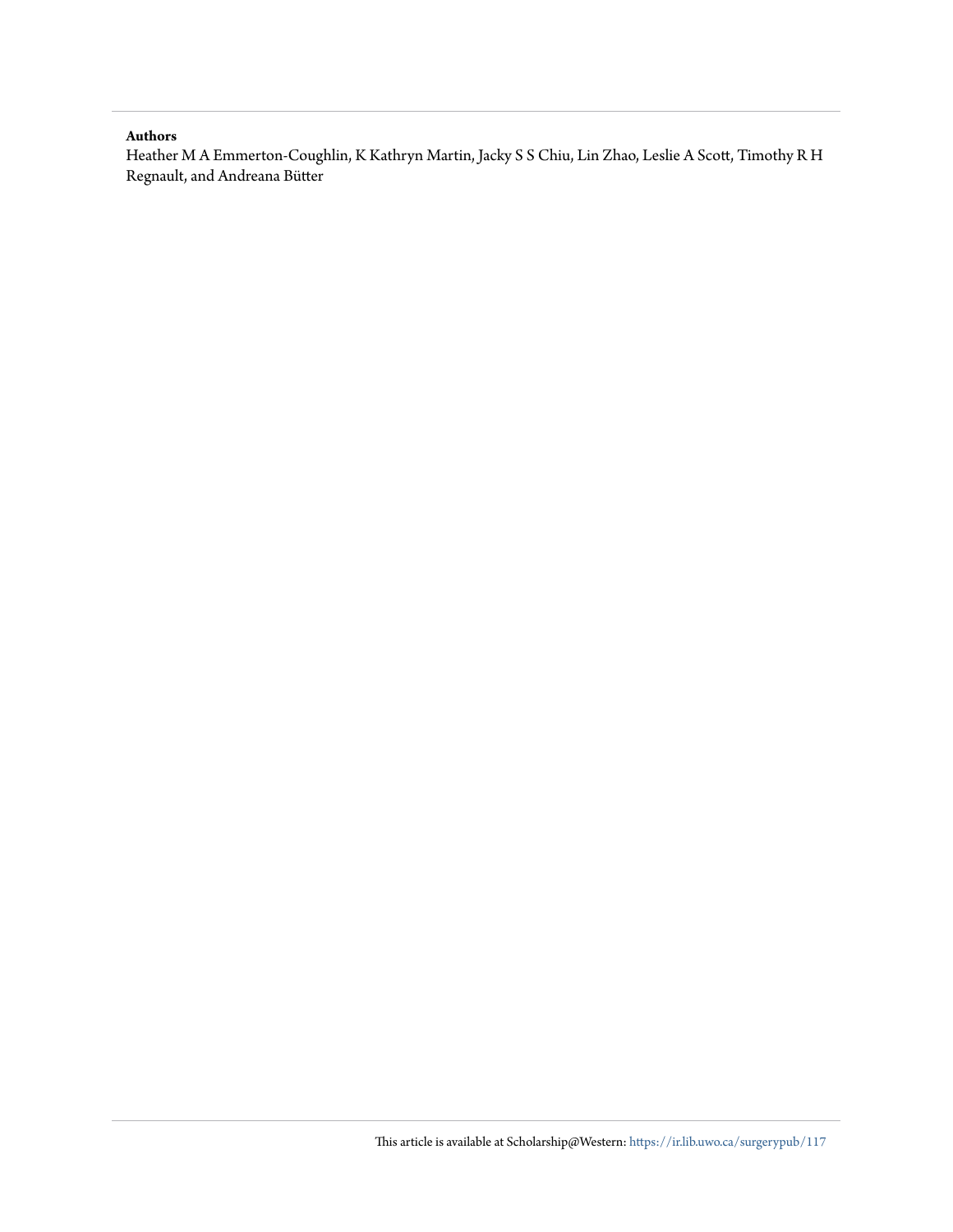**Authors**

Heather M A Emmerton-Coughlin, K Kathryn Martin, Jacky S S Chiu, Lin Zhao, Leslie A Scott, Timothy R H Regnault, and Andreana Bütter

This article is available at Scholarship@Western: https://ir.lib.uwo.ca/surgerypub/117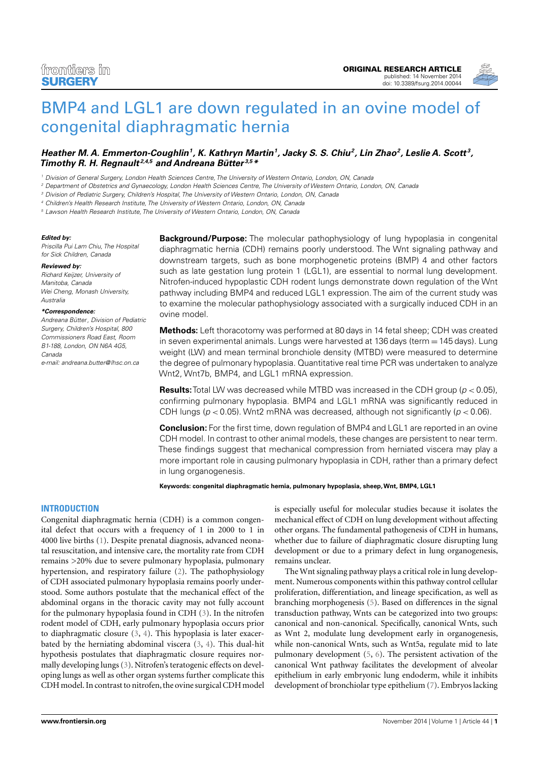# BMP4 and LGL1 are down regulated in an ovine model of congenital diaphragmatic hernia

***Heather M. A. Emmerton-Coughlin[1], K. Kathryn Martin[1], Jacky S. S. Chiu[2], Lin Zhao[2], Leslie A. Scott[3], Timothy R. H. Regnault[2,4,5] and Andreana Bütter[3,5]****

[1] Division of General Surgery, London Health Sciences Centre, The University of Western Ontario, London, ON, Canada

[2] Department of Obstetrics and Gynaecology, London Health Sciences Centre, The University of Western Ontario, London, ON, Canada

[3] Division of Pediatric Surgery, Children's Hospital, The University of Western Ontario, London, ON, Canada

[4] Children's Health Research Institute, The University of Western Ontario, London, ON, Canada

[5] Lawson Health Research Institute, The University of Western Ontario, London, ON, Canada

**Edited by:**
*Priscilla Pui Lam Chiu, The Hospital for Sick Children, Canada*

**Reviewed by:**
*Richard Keijzer, University of Manitoba, Canada*
*Wei Cheng, Monash University, Australia*

***Correspondence:**
*Andreana Bütter, Division of Pediatric Surgery, Children's Hospital, 800 Commissioners Road East, Room B1-188, London, ON N6A 4G5, Canada*
*e-mail: andreana.butter@lhsc.on.ca*

**Background/Purpose:** The molecular pathophysiology of lung hypoplasia in congenital diaphragmatic hernia (CDH) remains poorly understood. The Wnt signaling pathway and downstream targets, such as bone morphogenetic proteins (BMP) 4 and other factors such as late gestation lung protein 1 (LGL1), are essential to normal lung development. Nitrofen-induced hypoplastic CDH rodent lungs demonstrate down regulation of the Wnt pathway including BMP4 and reduced LGL1 expression. The aim of the current study was to examine the molecular pathophysiology associated with a surgically induced CDH in an ovine model.

**Methods:** Left thoracotomy was performed at 80 days in 14 fetal sheep; CDH was created in seven experimental animals. Lungs were harvested at 136 days (term = 145 days). Lung weight (LW) and mean terminal bronchiole density (MTBD) were measured to determine the degree of pulmonary hypoplasia. Quantitative real time PCR was undertaken to analyze Wnt2, Wnt7b, BMP4, and LGL1 mRNA expression.

**Results:** Total LW was decreased while MTBD was increased in the CDH group ($p < 0.05$), confirming pulmonary hypoplasia. BMP4 and LGL1 mRNA was significantly reduced in CDH lungs ($p < 0.05$). Wnt2 mRNA was decreased, although not significantly ($p < 0.06$).

**Conclusion:** For the first time, down regulation of BMP4 and LGL1 are reported in an ovine CDH model. In contrast to other animal models, these changes are persistent to near term. These findings suggest that mechanical compression from herniated viscera may play a more important role in causing pulmonary hypoplasia in CDH, rather than a primary defect in lung organogenesis.

**Keywords: congenital diaphragmatic hernia, pulmonary hypoplasia, sheep, Wnt, BMP4, LGL1**

## INTRODUCTION

Congenital diaphragmatic hernia (CDH) is a common congenital defect that occurs with a frequency of 1 in 2000 to 1 in 4000 live births (1). Despite prenatal diagnosis, advanced neonatal resuscitation, and intensive care, the mortality rate from CDH remains >20% due to severe pulmonary hypoplasia, pulmonary hypertension, and respiratory failure (2). The pathophysiology of CDH associated pulmonary hypoplasia remains poorly understood. Some authors postulate that the mechanical effect of the abdominal organs in the thoracic cavity may not fully account for the pulmonary hypoplasia found in CDH (3). In the nitrofen rodent model of CDH, early pulmonary hypoplasia occurs prior to diaphragmatic closure (3, 4). This hypoplasia is later exacerbated by the herniating abdominal viscera (3, 4). This dual-hit hypothesis postulates that diaphragmatic closure requires normally developing lungs (3). Nitrofen's teratogenic effects on developing lungs as well as other organ systems further complicate this CDH model. In contrast to nitrofen, the ovine surgical CDH model is especially useful for molecular studies because it isolates the mechanical effect of CDH on lung development without affecting other organs. The fundamental pathogenesis of CDH in humans, whether due to failure of diaphragmatic closure disrupting lung development or due to a primary defect in lung organogenesis, remains unclear.

The Wnt signaling pathway plays a critical role in lung development. Numerous components within this pathway control cellular proliferation, differentiation, and lineage specification, as well as branching morphogenesis (5). Based on differences in the signal transduction pathway, Wnts can be categorized into two groups: canonical and non-canonical. Specifically, canonical Wnts, such as Wnt 2, modulate lung development early in organogenesis, while non-canonical Wnts, such as Wnt5a, regulate mid to late pulmonary development (5, 6). The persistent activation of the canonical Wnt pathway facilitates the development of alveolar epithelium in early embryonic lung endoderm, while it inhibits development of bronchiolar type epithelium (7). Embryos lacking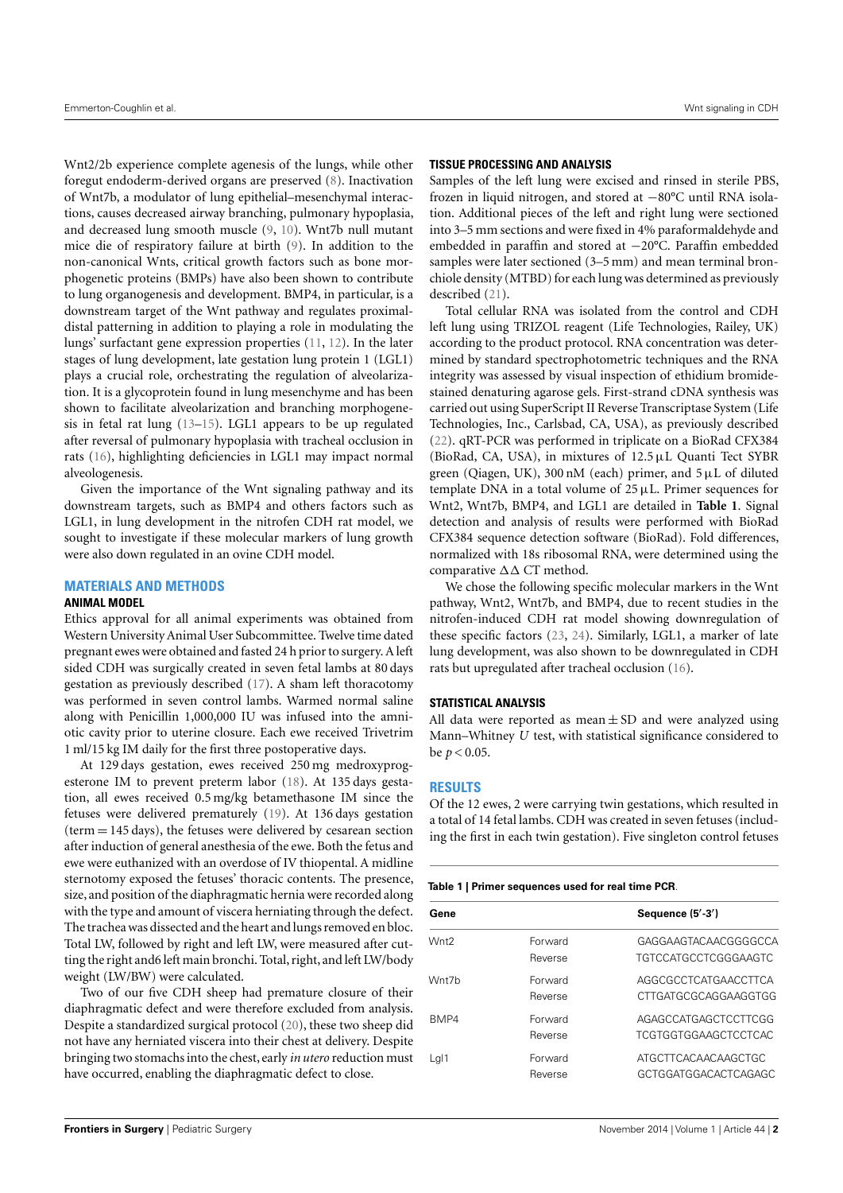Wnt2/2b experience complete agenesis of the lungs, while other foregut endoderm-derived organs are preserved (8). Inactivation of Wnt7b, a modulator of lung epithelial–mesenchymal interactions, causes decreased airway branching, pulmonary hypoplasia, and decreased lung smooth muscle (9, 10). Wnt7b null mutant mice die of respiratory failure at birth (9). In addition to the non-canonical Wnts, critical growth factors such as bone morphogenetic proteins (BMPs) have also been shown to contribute to lung organogenesis and development. BMP4, in particular, is a downstream target of the Wnt pathway and regulates proximal-distal patterning in addition to playing a role in modulating the lungs' surfactant gene expression properties (11, 12). In the later stages of lung development, late gestation lung protein 1 (LGL1) plays a crucial role, orchestrating the regulation of alveolarization. It is a glycoprotein found in lung mesenchyme and has been shown to facilitate alveolarization and branching morphogenesis in fetal rat lung (13–15). LGL1 appears to be up regulated after reversal of pulmonary hypoplasia with tracheal occlusion in rats (16), highlighting deficiencies in LGL1 may impact normal alveologenesis.

Given the importance of the Wnt signaling pathway and its downstream targets, such as BMP4 and others factors such as LGL1, in lung development in the nitrofen CDH rat model, we sought to investigate if these molecular markers of lung growth were also down regulated in an ovine CDH model.

## MATERIALS AND METHODS

### ANIMAL MODEL

Ethics approval for all animal experiments was obtained from Western University Animal User Subcommittee. Twelve time dated pregnant ewes were obtained and fasted 24 h prior to surgery. A left sided CDH was surgically created in seven fetal lambs at 80 days gestation as previously described (17). A sham left thoracotomy was performed in seven control lambs. Warmed normal saline along with Penicillin 1,000,000 IU was infused into the amniotic cavity prior to uterine closure. Each ewe received Trivetrim 1 ml/15 kg IM daily for the first three postoperative days.

At 129 days gestation, ewes received 250 mg medroxyprogesterone IM to prevent preterm labor (18). At 135 days gestation, all ewes received 0.5 mg/kg betamethasone IM since the fetuses were delivered prematurely (19). At 136 days gestation (term = 145 days), the fetuses were delivered by cesarean section after induction of general anesthesia of the ewe. Both the fetus and ewe were euthanized with an overdose of IV thiopental. A midline sternotomy exposed the fetuses' thoracic contents. The presence, size, and position of the diaphragmatic hernia were recorded along with the type and amount of viscera herniating through the defect. The trachea was dissected and the heart and lungs removed en bloc. Total LW, followed by right and left LW, were measured after cutting the right and6 left main bronchi. Total, right, and left LW/body weight (LW/BW) were calculated.

Two of our five CDH sheep had premature closure of their diaphragmatic defect and were therefore excluded from analysis. Despite a standardized surgical protocol (20), these two sheep did not have any herniated viscera into their chest at delivery. Despite bringing two stomachs into the chest, early *in utero* reduction must have occurred, enabling the diaphragmatic defect to close.

### TISSUE PROCESSING AND ANALYSIS

Samples of the left lung were excised and rinsed in sterile PBS, frozen in liquid nitrogen, and stored at −80°C until RNA isolation. Additional pieces of the left and right lung were sectioned into 3–5 mm sections and were fixed in 4% paraformaldehyde and embedded in paraffin and stored at −20°C. Paraffin embedded samples were later sectioned (3–5 mm) and mean terminal bronchiole density (MTBD) for each lung was determined as previously described (21).

Total cellular RNA was isolated from the control and CDH left lung using TRIZOL reagent (Life Technologies, Railey, UK) according to the product protocol. RNA concentration was determined by standard spectrophotometric techniques and the RNA integrity was assessed by visual inspection of ethidium bromide-stained denaturing agarose gels. First-strand cDNA synthesis was carried out using SuperScript II Reverse Transcriptase System (Life Technologies, Inc., Carlsbad, CA, USA), as previously described (22). qRT-PCR was performed in triplicate on a BioRad CFX384 (BioRad, CA, USA), in mixtures of 12.5 μL Quanti Tect SYBR green (Qiagen, UK), 300 nM (each) primer, and 5 μL of diluted template DNA in a total volume of 25 μL. Primer sequences for Wnt2, Wnt7b, BMP4, and LGL1 are detailed in **Table 1**. Signal detection and analysis of results were performed with BioRad CFX384 sequence detection software (BioRad). Fold differences, normalized with 18s ribosomal RNA, were determined using the comparative ΔΔ CT method.

We chose the following specific molecular markers in the Wnt pathway, Wnt2, Wnt7b, and BMP4, due to recent studies in the nitrofen-induced CDH rat model showing downregulation of these specific factors (23, 24). Similarly, LGL1, a marker of late lung development, was also shown to be downregulated in CDH rats but upregulated after tracheal occlusion (16).

### STATISTICAL ANALYSIS

All data were reported as mean ± SD and were analyzed using Mann–Whitney *U* test, with statistical significance considered to be $p < 0.05$.

## RESULTS

Of the 12 ewes, 2 were carrying twin gestations, which resulted in a total of 14 fetal lambs. CDH was created in seven fetuses (including the first in each twin gestation). Five singleton control fetuses

**Table 1 | Primer sequences used for real time PCR.**

| Gene | | Sequence (5′-3′) |
|---|---|---|
| Wnt2 | Forward | GAGGAAGTACAACGGGGCCA |
| | Reverse | TGTCCATGCCTCGGGAAGTC |
| Wnt7b | Forward | AGGCGCCTCATGAACCTTCA |
| | Reverse | CTTGATGCGCAGGAAGGTGG |
| BMP4 | Forward | AGAGCCATGAGCTCCTTCGG |
| | Reverse | TCGTGGTGGAAGCTCCTCAC |
| Lgl1 | Forward | ATGCTTCACAACAAGCTGC |
| | Reverse | GCTGGATGGACACTCAGAGC |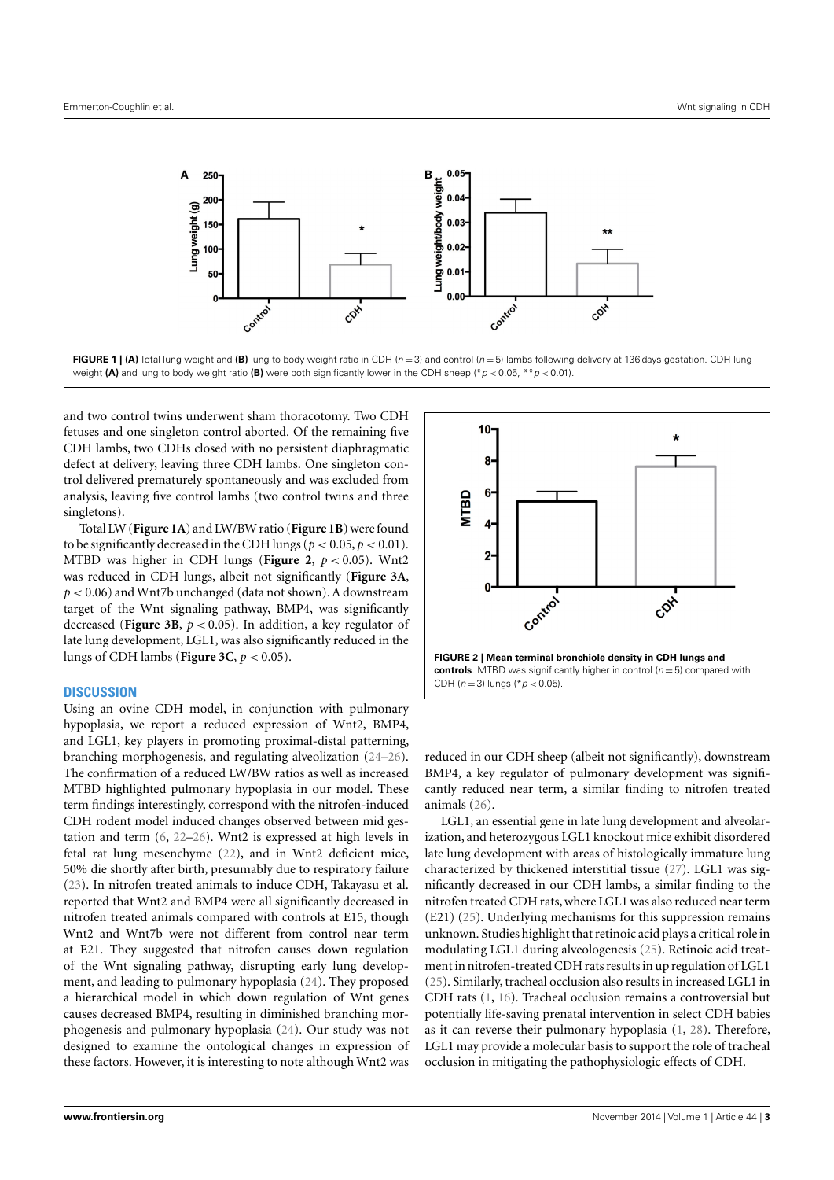**FIGURE 1 | (A)** Total lung weight and **(B)** lung to body weight ratio in CDH ($n = 3$) and control ($n = 5$) lambs following delivery at 136 days gestation. CDH lung weight **(A)** and lung to body weight ratio **(B)** were both significantly lower in the CDH sheep (* $p < 0.05$, ** $p < 0.01$).

and two control twins underwent sham thoracotomy. Two CDH fetuses and one singleton control aborted. Of the remaining five CDH lambs, two CDHs closed with no persistent diaphragmatic defect at delivery, leaving three CDH lambs. One singleton control delivered prematurely spontaneously and was excluded from analysis, leaving five control lambs (two control twins and three singletons).

Total LW (**Figure 1A**) and LW/BW ratio (**Figure 1B**) were found to be significantly decreased in the CDH lungs ($p < 0.05$, $p < 0.01$). MTBD was higher in CDH lungs (**Figure 2**, $p < 0.05$). Wnt2 was reduced in CDH lungs, albeit not significantly (**Figure 3A**, $p < 0.06$) and Wnt7b unchanged (data not shown). A downstream target of the Wnt signaling pathway, BMP4, was significantly decreased (**Figure 3B**, $p < 0.05$). In addition, a key regulator of late lung development, LGL1, was also significantly reduced in the lungs of CDH lambs (**Figure 3C**, $p < 0.05$).

**FIGURE 2 | Mean terminal bronchiole density in CDH lungs and controls**. MTBD was significantly higher in control ($n = 5$) compared with CDH ($n = 3$) lungs (* $p < 0.05$).

## DISCUSSION

Using an ovine CDH model, in conjunction with pulmonary hypoplasia, we report a reduced expression of Wnt2, BMP4, and LGL1, key players in promoting proximal-distal patterning, branching morphogenesis, and regulating alveolization (24–26). The confirmation of a reduced LW/BW ratios as well as increased MTBD highlighted pulmonary hypoplasia in our model. These term findings interestingly, correspond with the nitrofen-induced CDH rodent model induced changes observed between mid gestation and term (6, 22–26). Wnt2 is expressed at high levels in fetal rat lung mesenchyme (22), and in Wnt2 deficient mice, 50% die shortly after birth, presumably due to respiratory failure (23). In nitrofen treated animals to induce CDH, Takayasu et al. reported that Wnt2 and BMP4 were all significantly decreased in nitrofen treated animals compared with controls at E15, though Wnt2 and Wnt7b were not different from control near term at E21. They suggested that nitrofen causes down regulation of the Wnt signaling pathway, disrupting early lung development, and leading to pulmonary hypoplasia (24). They proposed a hierarchical model in which down regulation of Wnt genes causes decreased BMP4, resulting in diminished branching morphogenesis and pulmonary hypoplasia (24). Our study was not designed to examine the ontological changes in expression of these factors. However, it is interesting to note although Wnt2 was reduced in our CDH sheep (albeit not significantly), downstream BMP4, a key regulator of pulmonary development was significantly reduced near term, a similar finding to nitrofen treated animals (26).

LGL1, an essential gene in late lung development and alveolarization, and heterozygous LGL1 knockout mice exhibit disordered late lung development with areas of histologically immature lung characterized by thickened interstitial tissue (27). LGL1 was significantly decreased in our CDH lambs, a similar finding to the nitrofen treated CDH rats, where LGL1 was also reduced near term (E21) (25). Underlying mechanisms for this suppression remains unknown. Studies highlight that retinoic acid plays a critical role in modulating LGL1 during alveologenesis (25). Retinoic acid treatment in nitrofen-treated CDH rats results in up regulation of LGL1 (25). Similarly, tracheal occlusion also results in increased LGL1 in CDH rats (1, 16). Tracheal occlusion remains a controversial but potentially life-saving prenatal intervention in select CDH babies as it can reverse their pulmonary hypoplasia (1, 28). Therefore, LGL1 may provide a molecular basis to support the role of tracheal occlusion in mitigating the pathophysiologic effects of CDH.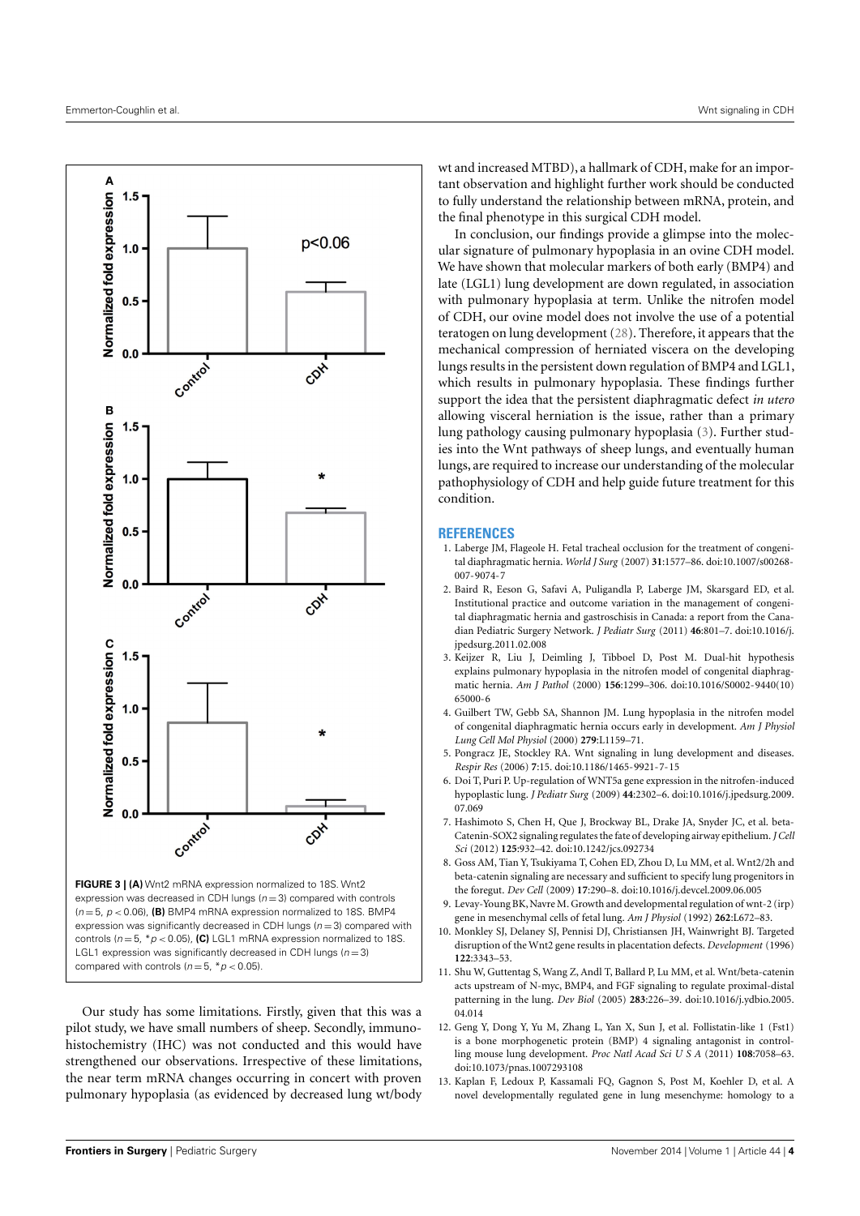**FIGURE 3 | (A)** Wnt2 mRNA expression normalized to 18S. Wnt2 expression was decreased in CDH lungs ($n = 3$) compared with controls ($n = 5$, $p < 0.06$). **(B)** BMP4 mRNA expression normalized to 18S. BMP4 expression was significantly decreased in CDH lungs ($n = 3$) compared with controls ($n = 5$, $*p < 0.05$). **(C)** LGL1 mRNA expression normalized to 18S. LGL1 expression was significantly decreased in CDH lungs ($n = 3$) compared with controls ($n = 5$, $*p < 0.05$).

Our study has some limitations. Firstly, given that this was a pilot study, we have small numbers of sheep. Secondly, immunohistochemistry (IHC) was not conducted and this would have strengthened our observations. Irrespective of these limitations, the near term mRNA changes occurring in concert with proven pulmonary hypoplasia (as evidenced by decreased lung wt/body wt and increased MTBD), a hallmark of CDH, make for an important observation and highlight further work should be conducted to fully understand the relationship between mRNA, protein, and the final phenotype in this surgical CDH model.

In conclusion, our findings provide a glimpse into the molecular signature of pulmonary hypoplasia in an ovine CDH model. We have shown that molecular markers of both early (BMP4) and late (LGL1) lung development are down regulated, in association with pulmonary hypoplasia at term. Unlike the nitrofen model of CDH, our ovine model does not involve the use of a potential teratogen on lung development (28). Therefore, it appears that the mechanical compression of herniated viscera on the developing lungs results in the persistent down regulation of BMP4 and LGL1, which results in pulmonary hypoplasia. These findings further support the idea that the persistent diaphragmatic defect *in utero* allowing visceral herniation is the issue, rather than a primary lung pathology causing pulmonary hypoplasia (3). Further studies into the Wnt pathways of sheep lungs, and eventually human lungs, are required to increase our understanding of the molecular pathophysiology of CDH and help guide future treatment for this condition.

## REFERENCES

1. Laberge JM, Flageole H. Fetal tracheal occlusion for the treatment of congenital diaphragmatic hernia. *World J Surg* (2007) **31**:1577–86. doi:10.1007/s00268-007-9074-7
2. Baird R, Eeson G, Safavi A, Puligandla P, Laberge JM, Skarsgard ED, et al. Institutional practice and outcome variation in the management of congenital diaphragmatic hernia and gastroschisis in Canada: a report from the Canadian Pediatric Surgery Network. *J Pediatr Surg* (2011) **46**:801–7. doi:10.1016/j.jpedsurg.2011.02.008
3. Keijzer R, Liu J, Deimling J, Tibboel D, Post M. Dual-hit hypothesis explains pulmonary hypoplasia in the nitrofen model of congenital diaphragmatic hernia. *Am J Pathol* (2000) **156**:1299–306. doi:10.1016/S0002-9440(10)65000-6
4. Guilbert TW, Gebb SA, Shannon JM. Lung hypoplasia in the nitrofen model of congenital diaphragmatic hernia occurs early in development. *Am J Physiol Lung Cell Mol Physiol* (2000) **279**:L1159–71.
5. Pongracz JE, Stockley RA. Wnt signaling in lung development and diseases. *Respir Res* (2006) **7**:15. doi:10.1186/1465-9921-7-15
6. Doi T, Puri P. Up-regulation of WNT5a gene expression in the nitrofen-induced hypoplastic lung. *J Pediatr Surg* (2009) **44**:2302–6. doi:10.1016/j.jpedsurg.2009.07.069
7. Hashimoto S, Chen H, Que J, Brockway BL, Drake JA, Snyder JC, et al. beta-Catenin-SOX2 signaling regulates the fate of developing airway epithelium. *J Cell Sci* (2012) **125**:932–42. doi:10.1242/jcs.092734
8. Goss AM, Tian Y, Tsukiyama T, Cohen ED, Zhou D, Lu MM, et al. Wnt2/2b and beta-catenin signaling are necessary and sufficient to specify lung progenitors in the foregut. *Dev Cell* (2009) **17**:290–8. doi:10.1016/j.devcel.2009.06.005
9. Levay-Young BK, Navre M. Growth and developmental regulation of wnt-2 (irp) gene in mesenchymal cells of fetal lung. *Am J Physiol* (1992) **262**:L672–83.
10. Monkley SJ, Delaney SJ, Pennisi DJ, Christiansen JH, Wainwright BJ. Targeted disruption of the Wnt2 gene results in placentation defects. *Development* (1996) **122**:3343–53.
11. Shu W, Guttentag S, Wang Z, Andl T, Ballard P, Lu MM, et al. Wnt/beta-catenin acts upstream of N-myc, BMP4, and FGF signaling to regulate proximal-distal patterning in the lung. *Dev Biol* (2005) **283**:226–39. doi:10.1016/j.ydbio.2005.04.014
12. Geng Y, Dong Y, Yu M, Zhang L, Yan X, Sun J, et al. Follistatin-like 1 (Fstl1) is a bone morphogenetic protein (BMP) 4 signaling antagonist in controlling mouse lung development. *Proc Natl Acad Sci U S A* (2011) **108**:7058–63. doi:10.1073/pnas.1007293108
13. Kaplan F, Ledoux P, Kassamali FQ, Gagnon S, Post M, Koehler D, et al. A novel developmentally regulated gene in lung mesenchyme: homology to a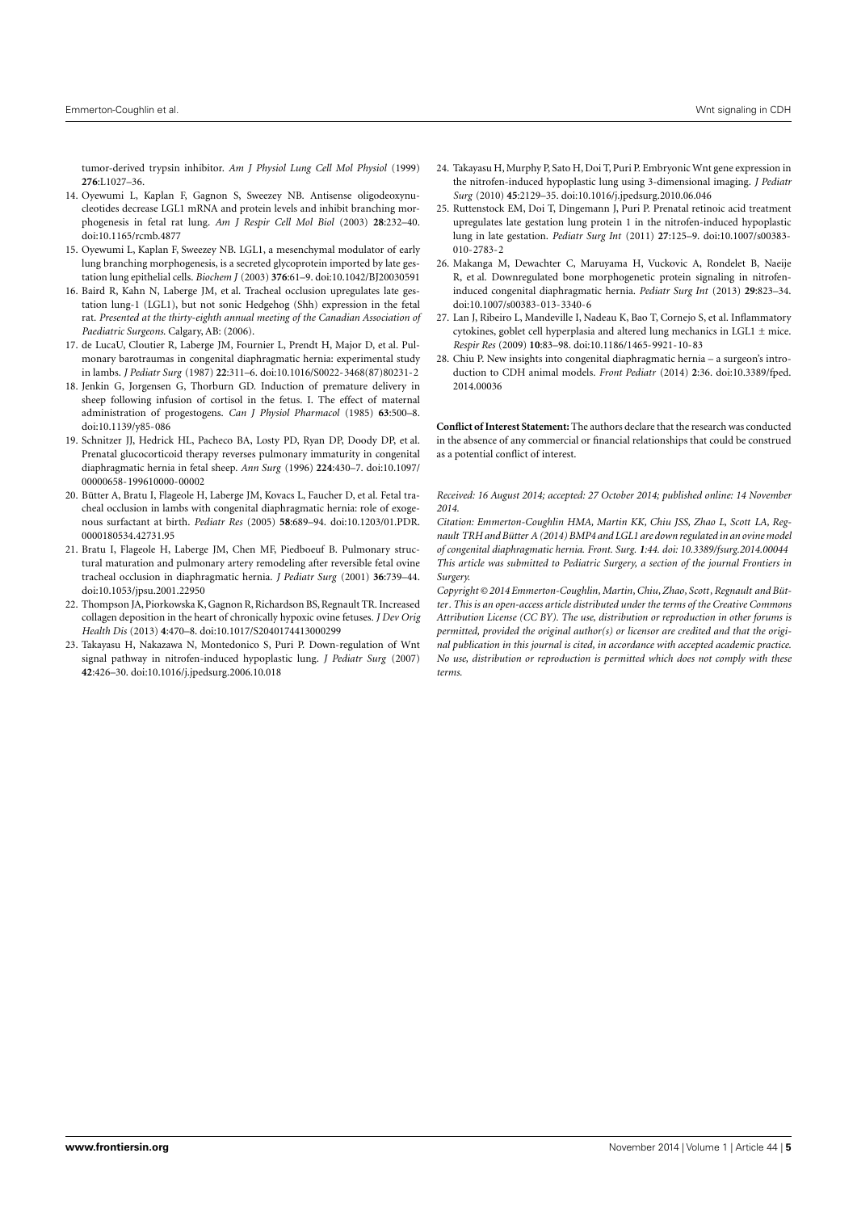tumor-derived trypsin inhibitor. *Am J Physiol Lung Cell Mol Physiol* (1999) **276**:L1027–36.

14. Oyewumi L, Kaplan F, Gagnon S, Sweezey NB. Antisense oligodeoxynucleotides decrease LGL1 mRNA and protein levels and inhibit branching morphogenesis in fetal rat lung. *Am J Respir Cell Mol Biol* (2003) **28**:232–40. doi:10.1165/rcmb.4877
15. Oyewumi L, Kaplan F, Sweezey NB. LGL1, a mesenchymal modulator of early lung branching morphogenesis, is a secreted glycoprotein imported by late gestation lung epithelial cells. *Biochem J* (2003) **376**:61–9. doi:10.1042/BJ20030591
16. Baird R, Kahn N, Laberge JM, et al. Tracheal occlusion upregulates late gestation lung-1 (LGL1), but not sonic Hedgehog (Shh) expression in the fetal rat. *Presented at the thirty-eighth annual meeting of the Canadian Association of Paediatric Surgeons*. Calgary, AB: (2006).
17. de LucaU, Cloutier R, Laberge JM, Fournier L, Prendt H, Major D, et al. Pulmonary barotraumas in congenital diaphragmatic hernia: experimental study in lambs. *J Pediatr Surg* (1987) **22**:311–6. doi:10.1016/S0022-3468(87)80231-2
18. Jenkin G, Jorgensen G, Thorburn GD. Induction of premature delivery in sheep following infusion of cortisol in the fetus. I. The effect of maternal administration of progestogens. *Can J Physiol Pharmacol* (1985) **63**:500–8. doi:10.1139/y85-086
19. Schnitzer JJ, Hedrick HL, Pacheco BA, Losty PD, Ryan DP, Doody DP, et al. Prenatal glucocorticoid therapy reverses pulmonary immaturity in congenital diaphragmatic hernia in fetal sheep. *Ann Surg* (1996) **224**:430–7. doi:10.1097/00000658-199610000-00002
20. Bütter A, Bratu I, Flageole H, Laberge JM, Kovacs L, Faucher D, et al. Fetal tracheal occlusion in lambs with congenital diaphragmatic hernia: role of exogenous surfactant at birth. *Pediatr Res* (2005) **58**:689–94. doi:10.1203/01.PDR.0000180534.42731.95
21. Bratu I, Flageole H, Laberge JM, Chen MF, Piedboeuf B. Pulmonary structural maturation and pulmonary artery remodeling after reversible fetal ovine tracheal occlusion in diaphragmatic hernia. *J Pediatr Surg* (2001) **36**:739–44. doi:10.1053/jpsu.2001.22950
22. Thompson JA, Piorkowska K, Gagnon R, Richardson BS, Regnault TR. Increased collagen deposition in the heart of chronically hypoxic ovine fetuses. *J Dev Orig Health Dis* (2013) **4**:470–8. doi:10.1017/S2040174413000299
23. Takayasu H, Nakazawa N, Montedonico S, Puri P. Down-regulation of Wnt signal pathway in nitrofen-induced hypoplastic lung. *J Pediatr Surg* (2007) **42**:426–30. doi:10.1016/j.jpedsurg.2006.10.018
24. Takayasu H, Murphy P, Sato H, Doi T, Puri P. Embryonic Wnt gene expression in the nitrofen-induced hypoplastic lung using 3-dimensional imaging. *J Pediatr Surg* (2010) **45**:2129–35. doi:10.1016/j.jpedsurg.2010.06.046
25. Ruttenstock EM, Doi T, Dingemann J, Puri P. Prenatal retinoic acid treatment upregulates late gestation lung protein 1 in the nitrofen-induced hypoplastic lung in late gestation. *Pediatr Surg Int* (2011) **27**:125–9. doi:10.1007/s00383-010-2783-2
26. Makanga M, Dewachter C, Maruyama H, Vuckovic A, Rondelet B, Naeije R, et al. Downregulated bone morphogenetic protein signaling in nitrofen-induced congenital diaphragmatic hernia. *Pediatr Surg Int* (2013) **29**:823–34. doi:10.1007/s00383-013-3340-6
27. Lan J, Ribeiro L, Mandeville I, Nadeau K, Bao T, Cornejo S, et al. Inflammatory cytokines, goblet cell hyperplasia and altered lung mechanics in LGL1 ± mice. *Respir Res* (2009) **10**:83–98. doi:10.1186/1465-9921-10-83
28. Chiu P. New insights into congenital diaphragmatic hernia – a surgeon's introduction to CDH animal models. *Front Pediatr* (2014) **2**:36. doi:10.3389/fped.2014.00036

**Conflict of Interest Statement:** The authors declare that the research was conducted in the absence of any commercial or financial relationships that could be construed as a potential conflict of interest.

*Received: 16 August 2014; accepted: 27 October 2014; published online: 14 November 2014.*

*Citation: Emmerton-Coughlin HMA, Martin KK, Chiu JSS, Zhao L, Scott LA, Regnault TRH and Bütter A (2014) BMP4 and LGL1 are down regulated in an ovine model of congenital diaphragmatic hernia. Front. Surg. 1:44. doi: 10.3389/fsurg.2014.00044*

*This article was submitted to Pediatric Surgery, a section of the journal Frontiers in Surgery.*

*Copyright © 2014 Emmerton-Coughlin, Martin, Chiu, Zhao, Scott, Regnault and Bütter. This is an open-access article distributed under the terms of the Creative Commons Attribution License (CC BY). The use, distribution or reproduction in other forums is permitted, provided the original author(s) or licensor are credited and that the original publication in this journal is cited, in accordance with accepted academic practice. No use, distribution or reproduction is permitted which does not comply with these terms.*